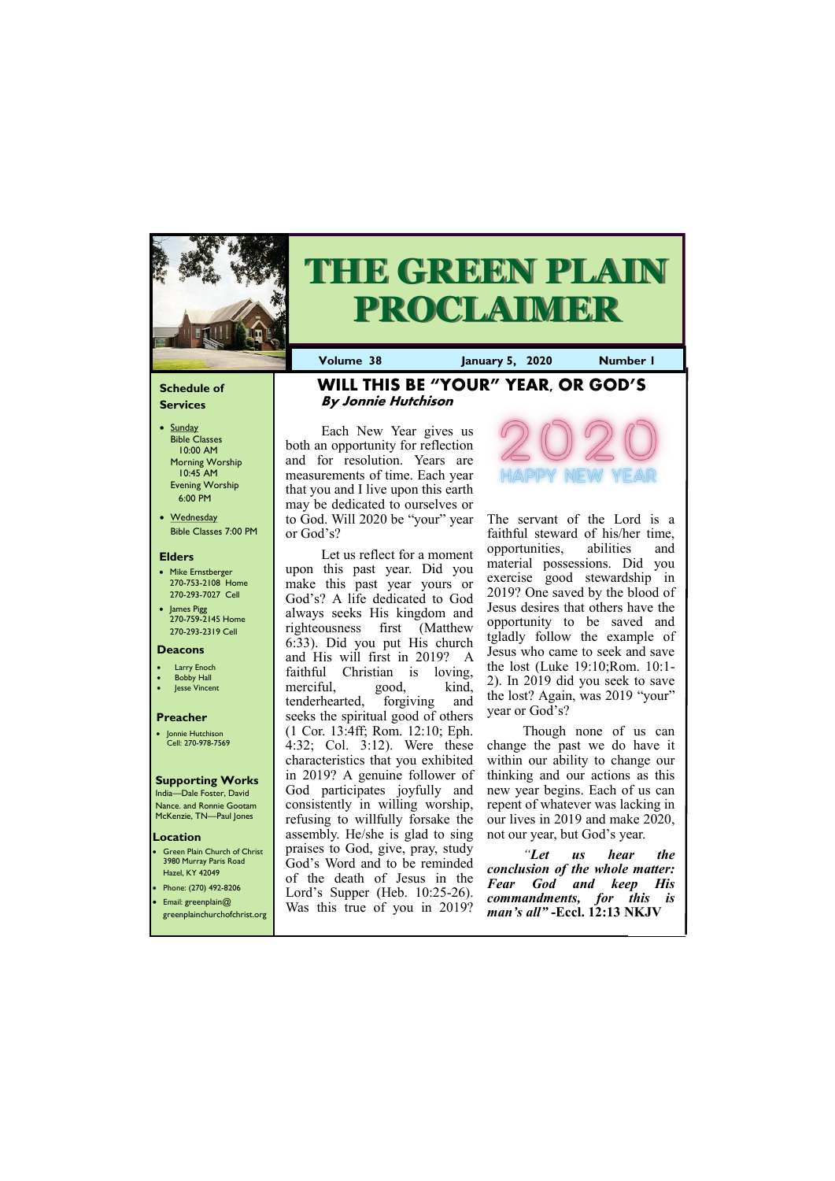# THE GREEN PLAIN PROCLAIMER

**Volume 38** **January 5, 2020** **Number 1**

### Schedule of Services

- Sunday
  Bible Classes 10:00 AM
  Morning Worship 10:45 AM
  Evening Worship 6:00 PM
- Wednesday
  Bible Classes 7:00 PM

### Elders

- Mike Ernstberger
  270-753-2108 Home
  270-293-7027 Cell
- James Pigg
  270-759-2145 Home
  270-293-2319 Cell

### Deacons

- Larry Enoch
- Bobby Hall
- Jesse Vincent

### Preacher

- Jonnie Hutchison
  Cell: 270-978-7569

### Supporting Works

India—Dale Foster, David Nance. and Ronnie Gootam
McKenzie, TN—Paul Jones

### Location

- Green Plain Church of Christ
  3980 Murray Paris Road
  Hazel, KY 42049
- Phone: (270) 492-8206
- Email: greenplain@greenplainchurchofchrist.org

## WILL THIS BE "YOUR" YEAR, OR GOD'S

***By Jonnie Hutchison***

Each New Year gives us both an opportunity for reflection and for resolution. Years are measurements of time. Each year that you and I live upon this earth may be dedicated to ourselves or to God. Will 2020 be "your" year or God's?

Let us reflect for a moment upon this past year. Did you make this past year yours or God's? A life dedicated to God always seeks His kingdom and righteousness first (Matthew 6:33). Did you put His church and His will first in 2019? A faithful Christian is loving, merciful, good, kind, tenderhearted, forgiving and seeks the spiritual good of others (1 Cor. 13:4ff; Rom. 12:10; Eph. 4:32; Col. 3:12). Were these characteristics that you exhibited in 2019? A genuine follower of God participates joyfully and consistently in willing worship, refusing to willfully forsake the assembly. He/she is glad to sing praises to God, give, pray, study God's Word and to be reminded of the death of Jesus in the Lord's Supper (Heb. 10:25-26). Was this true of you in 2019? The servant of the Lord is a faithful steward of his/her time, opportunities, abilities and material possessions. Did you exercise good stewardship in 2019? One saved by the blood of Jesus desires that others have the opportunity to be saved and tgladly follow the example of Jesus who came to seek and save the lost (Luke 19:10;Rom. 10:1-2). In 2019 did you seek to save the lost? Again, was 2019 "your" year or God's?

Though none of us can change the past we do have it within our ability to change our thinking and our actions as this new year begins. Each of us can repent of whatever was lacking in our lives in 2019 and make 2020, not our year, but God's year.

***"Let us hear the conclusion of the whole matter: Fear God and keep His commandments, for this is man's all"*** **-Eccl. 12:13 NKJV**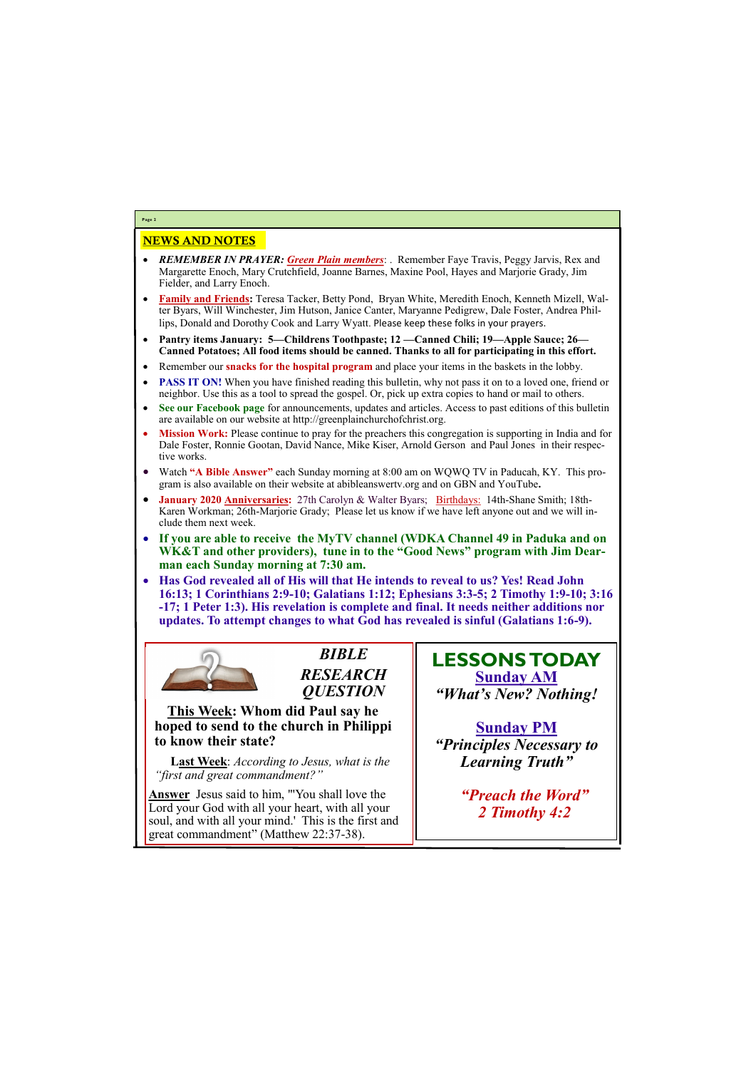## NEWS AND NOTES

- ***REMEMBER IN PRAYER: Green Plain members***: . Remember Faye Travis, Peggy Jarvis, Rex and Margarette Enoch, Mary Crutchfield, Joanne Barnes, Maxine Pool, Hayes and Marjorie Grady, Jim Fielder, and Larry Enoch.
- **Family and Friends:** Teresa Tacker, Betty Pond, Bryan White, Meredith Enoch, Kenneth Mizell, Walter Byars, Will Winchester, Jim Hutson, Janice Canter, Maryanne Pedigrew, Dale Foster, Andrea Phillips, Donald and Dorothy Cook and Larry Wyatt. Please keep these folks in your prayers.
- **Pantry items January: 5—Childrens Toothpaste; 12 —Canned Chili; 19—Apple Sauce; 26—Canned Potatoes; All food items should be canned. Thanks to all for participating in this effort.**
- Remember our **snacks for the hospital program** and place your items in the baskets in the lobby.
- **PASS IT ON!** When you have finished reading this bulletin, why not pass it on to a loved one, friend or neighbor. Use this as a tool to spread the gospel. Or, pick up extra copies to hand or mail to others.
- **See our Facebook page** for announcements, updates and articles. Access to past editions of this bulletin are available on our website at http://greenplainchurchofchrist.org.
- **Mission Work:** Please continue to pray for the preachers this congregation is supporting in India and for Dale Foster, Ronnie Gootan, David Nance, Mike Kiser, Arnold Gerson and Paul Jones in their respective works.
- Watch **"A Bible Answer"** each Sunday morning at 8:00 am on WQWQ TV in Paducah, KY. This program is also available on their website at abibleanswertv.org and on GBN and YouTube**.**
- **January 2020 Anniversaries:** 27th Carolyn & Walter Byars; Birthdays: 14th-Shane Smith; 18th-Karen Workman; 26th-Marjorie Grady; Please let us know if we have left anyone out and we will include them next week.
- **If you are able to receive the MyTV channel (WDKA Channel 49 in Paduka and on WK&T and other providers), tune in to the "Good News" program with Jim Dearman each Sunday morning at 7:30 am.**
- **Has God revealed all of His will that He intends to reveal to us? Yes! Read John 16:13; 1 Corinthians 2:9-10; Galatians 1:12; Ephesians 3:3-5; 2 Timothy 1:9-10; 3:16-17; 1 Peter 1:3). His revelation is complete and final. It needs neither additions nor updates. To attempt changes to what God has revealed is sinful (Galatians 1:6-9).**

### *BIBLE RESEARCH QUESTION*

**This Week: Whom did Paul say he hoped to send to the church in Philippi to know their state?**

**Last Week**: *According to Jesus, what is the "first and great commandment?"*

**Answer** Jesus said to him, "'You shall love the Lord your God with all your heart, with all your soul, and with all your mind.' This is the first and great commandment" (Matthew 22:37-38).

### LESSONS TODAY

**Sunday AM**

***"What's New? Nothing!***

**Sunday PM**

***"Principles Necessary to Learning Truth"***

***"Preach the Word"***
***2 Timothy 4:2***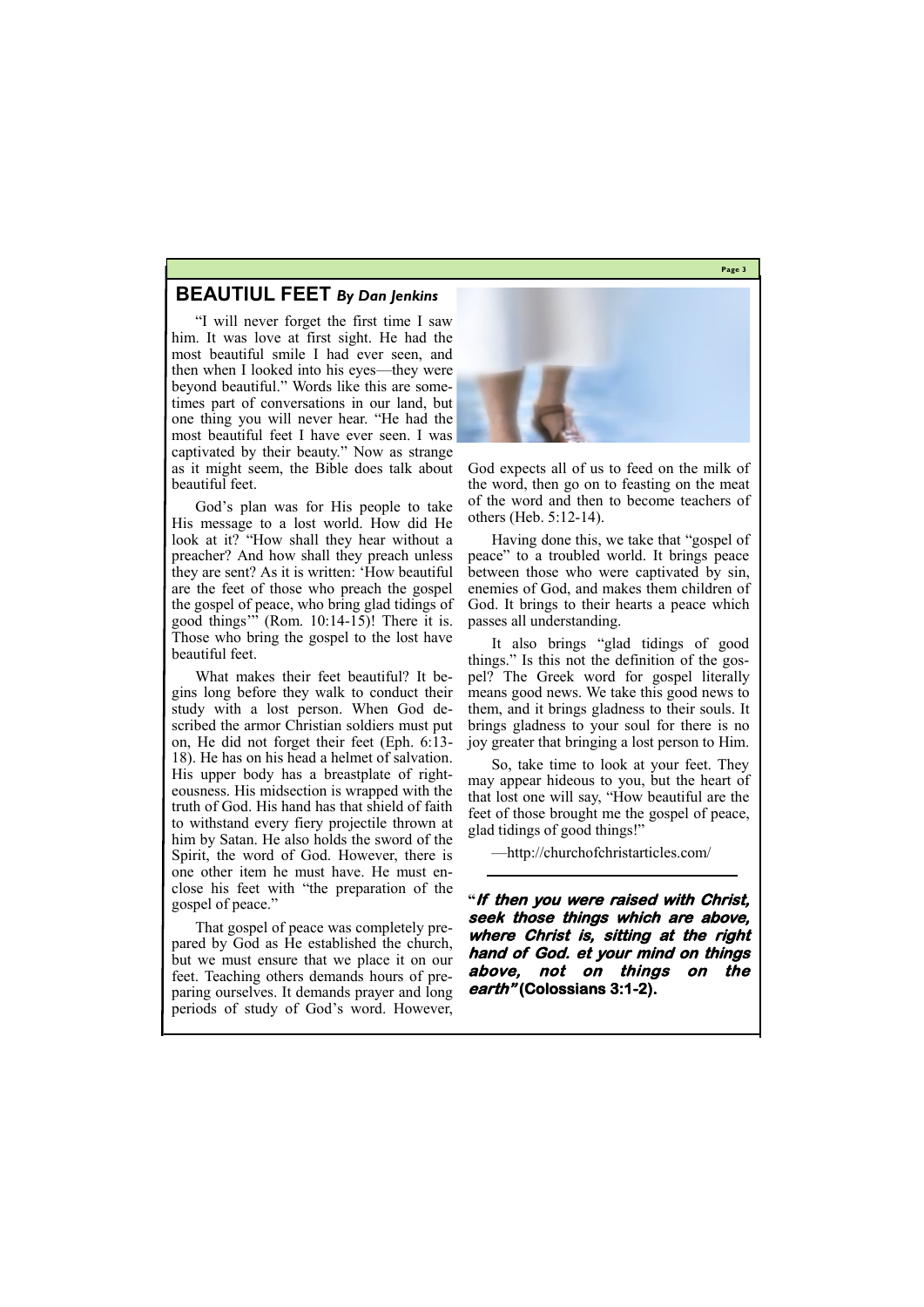## BEAUTIUL FEET *By Dan Jenkins*

"I will never forget the first time I saw him. It was love at first sight. He had the most beautiful smile I had ever seen, and then when I looked into his eyes—they were beyond beautiful." Words like this are sometimes part of conversations in our land, but one thing you will never hear. "He had the most beautiful feet I have ever seen. I was captivated by their beauty." Now as strange as it might seem, the Bible does talk about beautiful feet.

God's plan was for His people to take His message to a lost world. How did He look at it? "How shall they hear without a preacher? And how shall they preach unless they are sent? As it is written: 'How beautiful are the feet of those who preach the gospel the gospel of peace, who bring glad tidings of good things'" (Rom. 10:14-15)! There it is. Those who bring the gospel to the lost have beautiful feet.

What makes their feet beautiful? It begins long before they walk to conduct their study with a lost person. When God described the armor Christian soldiers must put on, He did not forget their feet (Eph. 6:13-18). He has on his head a helmet of salvation. His upper body has a breastplate of righteousness. His midsection is wrapped with the truth of God. His hand has that shield of faith to withstand every fiery projectile thrown at him by Satan. He also holds the sword of the Spirit, the word of God. However, there is one other item he must have. He must enclose his feet with "the preparation of the gospel of peace."

That gospel of peace was completely prepared by God as He established the church, but we must ensure that we place it on our feet. Teaching others demands hours of preparing ourselves. It demands prayer and long periods of study of God's word. However, God expects all of us to feed on the milk of the word, then go on to feasting on the meat of the word and then to become teachers of others (Heb. 5:12-14).

Having done this, we take that "gospel of peace" to a troubled world. It brings peace between those who were captivated by sin, enemies of God, and makes them children of God. It brings to their hearts a peace which passes all understanding.

It also brings "glad tidings of good things." Is this not the definition of the gospel? The Greek word for gospel literally means good news. We take this good news to them, and it brings gladness to their souls. It brings gladness to your soul for there is no joy greater that bringing a lost person to Him.

So, take time to look at your feet. They may appear hideous to you, but the heart of that lost one will say, "How beautiful are the feet of those brought me the gospel of peace, glad tidings of good things!"

—http://churchofchristarticles.com/

---

**"*If then you were raised with Christ, seek those things which are above, where Christ is, sitting at the right hand of God. et your mind on things above, not on things on the earth"* (Colossians 3:1-2).**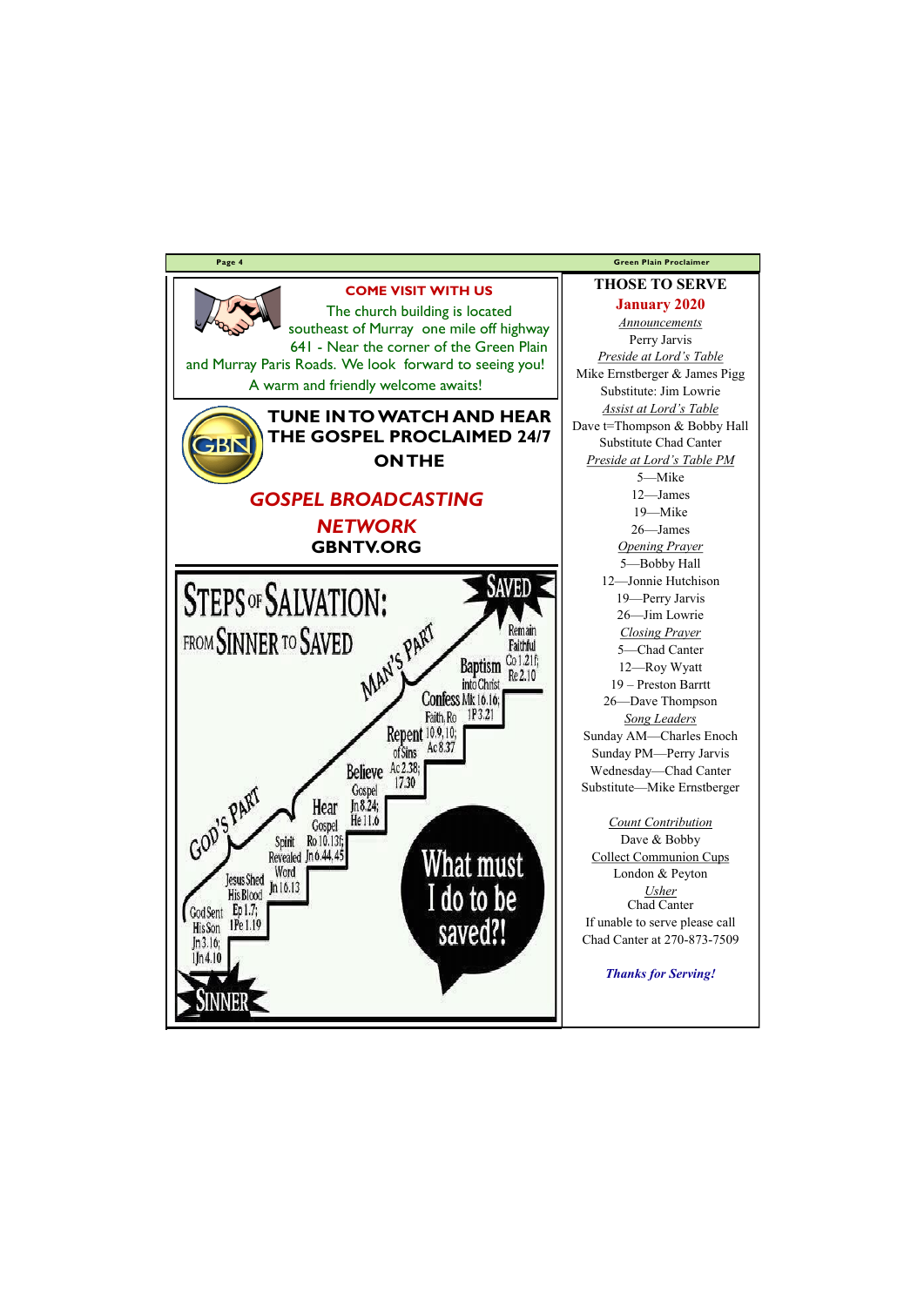## COME VISIT WITH US

The church building is located southeast of Murray one mile off highway 641 - Near the corner of the Green Plain and Murray Paris Roads. We look forward to seeing you! A warm and friendly welcome awaits!

## TUNE IN TO WATCH AND HEAR THE GOSPEL PROCLAIMED 24/7 ON THE

## *GOSPEL BROADCASTING NETWORK*

**GBNTV.ORG**

STEPS OF SALVATION: FROM SINNER TO SAVED

GOD'S PART

MAN'S PART

SINNER

God Sent His Son Jn 3.16; 1Jn 4.10

Jesus Shed His Blood Ep 1.7; 1Pe 1.19

Spirit Revealed Word Jn 16.13

Hear Gospel Ro 10.13f; Jn 6.44,45

Believe Gospel Jn 8.24; He 11.6

Repent of Sins Ac 2.38; 17.30

Confess Faith Ro 10.9,10; Ac 8.37

Baptism into Christ Mk 16.16; 1P 3.21

Remain Faithful Co 1.21f; Re 2.10

SAVED

What must I do to be saved?!

## THOSE TO SERVE

### January 2020

*Announcements*

Perry Jarvis

*Preside at Lord's Table*

Mike Ernstberger & James Pigg

Substitute: Jim Lowrie

*Assist at Lord's Table*

Dave t=Thompson & Bobby Hall

Substitute Chad Canter

*Preside at Lord's Table PM*

5—Mike

12—James

19—Mike

26—James

*Opening Prayer*

5—Bobby Hall

12—Jonnie Hutchison

19—Perry Jarvis

26—Jim Lowrie

*Closing Prayer*

5—Chad Canter

12—Roy Wyatt

19 – Preston Barrtt

26—Dave Thompson

*Song Leaders*

Sunday AM—Charles Enoch

Sunday PM—Perry Jarvis

Wednesday—Chad Canter

Substitute—Mike Ernstberger

*Count Contribution*

Dave & Bobby

*Collect Communion Cups*

London & Peyton

*Usher*

Chad Canter

If unable to serve please call Chad Canter at 270-873-7509

***Thanks for Serving!***